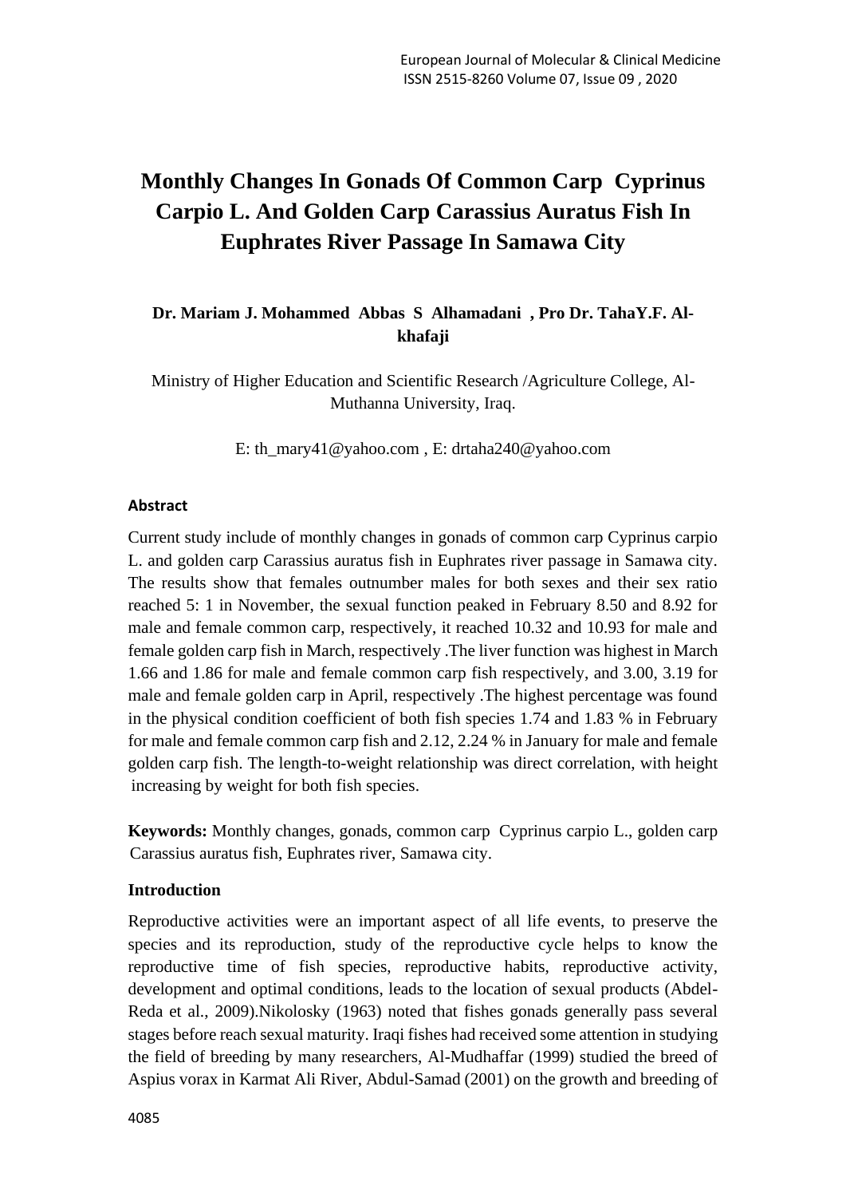# Monthly Changes In Gonads Of Common Carp Cyprinus Carpio L. And Golden Carp Carassius Auratus Fish In Euphrates River Passage In Samawa City

**Dr. Mariam J. Mohammed Abbas S Alhamadani , Pro Dr. TahaY.F. Al-khafaji**

Ministry of Higher Education and Scientific Research /Agriculture College, Al-Muthanna University, Iraq.

E: th_mary41@yahoo.com , E: drtaha240@yahoo.com

## Abstract

Current study include of monthly changes in gonads of common carp Cyprinus carpio L. and golden carp Carassius auratus fish in Euphrates river passage in Samawa city. The results show that females outnumber males for both sexes and their sex ratio reached 5: 1 in November, the sexual function peaked in February 8.50 and 8.92 for male and female common carp, respectively, it reached 10.32 and 10.93 for male and female golden carp fish in March, respectively .The liver function was highest in March 1.66 and 1.86 for male and female common carp fish respectively, and 3.00, 3.19 for male and female golden carp in April, respectively .The highest percentage was found in the physical condition coefficient of both fish species 1.74 and 1.83 % in February for male and female common carp fish and 2.12, 2.24 % in January for male and female golden carp fish. The length-to-weight relationship was direct correlation, with height increasing by weight for both fish species.

**Keywords:** Monthly changes, gonads, common carp Cyprinus carpio L., golden carp Carassius auratus fish, Euphrates river, Samawa city.

## Introduction

Reproductive activities were an important aspect of all life events, to preserve the species and its reproduction, study of the reproductive cycle helps to know the reproductive time of fish species, reproductive habits, reproductive activity, development and optimal conditions, leads to the location of sexual products (Abdel-Reda et al., 2009).Nikolosky (1963) noted that fishes gonads generally pass several stages before reach sexual maturity. Iraqi fishes had received some attention in studying the field of breeding by many researchers, Al-Mudhaffar (1999) studied the breed of Aspius vorax in Karmat Ali River, Abdul-Samad (2001) on the growth and breeding of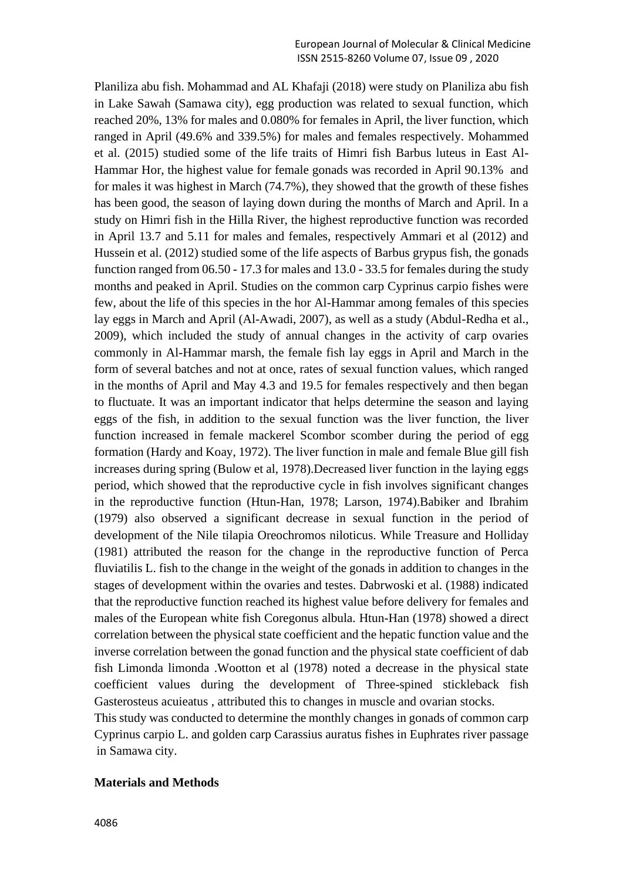Planiliza abu fish. Mohammad and AL Khafaji (2018) were study on Planiliza abu fish in Lake Sawah (Samawa city), egg production was related to sexual function, which reached 20%, 13% for males and 0.080% for females in April, the liver function, which ranged in April (49.6% and 339.5%) for males and females respectively. Mohammed et al. (2015) studied some of the life traits of Himri fish Barbus luteus in East Al-Hammar Hor, the highest value for female gonads was recorded in April 90.13% and for males it was highest in March (74.7%), they showed that the growth of these fishes has been good, the season of laying down during the months of March and April. In a study on Himri fish in the Hilla River, the highest reproductive function was recorded in April 13.7 and 5.11 for males and females, respectively Ammari et al (2012) and Hussein et al. (2012) studied some of the life aspects of Barbus grypus fish, the gonads function ranged from 06.50 - 17.3 for males and 13.0 - 33.5 for females during the study months and peaked in April. Studies on the common carp Cyprinus carpio fishes were few, about the life of this species in the hor Al-Hammar among females of this species lay eggs in March and April (Al-Awadi, 2007), as well as a study (Abdul-Redha et al., 2009), which included the study of annual changes in the activity of carp ovaries commonly in Al-Hammar marsh, the female fish lay eggs in April and March in the form of several batches and not at once, rates of sexual function values, which ranged in the months of April and May 4.3 and 19.5 for females respectively and then began to fluctuate. It was an important indicator that helps determine the season and laying eggs of the fish, in addition to the sexual function was the liver function, the liver function increased in female mackerel Scombor scomber during the period of egg formation (Hardy and Koay, 1972). The liver function in male and female Blue gill fish increases during spring (Bulow et al, 1978).Decreased liver function in the laying eggs period, which showed that the reproductive cycle in fish involves significant changes in the reproductive function (Htun-Han, 1978; Larson, 1974).Babiker and Ibrahim (1979) also observed a significant decrease in sexual function in the period of development of the Nile tilapia Oreochromos niloticus. While Treasure and Holliday (1981) attributed the reason for the change in the reproductive function of Perca fluviatilis L. fish to the change in the weight of the gonads in addition to changes in the stages of development within the ovaries and testes. Dabrwoski et al. (1988) indicated that the reproductive function reached its highest value before delivery for females and males of the European white fish Coregonus albula. Htun-Han (1978) showed a direct correlation between the physical state coefficient and the hepatic function value and the inverse correlation between the gonad function and the physical state coefficient of dab fish Limonda limonda .Wootton et al (1978) noted a decrease in the physical state coefficient values during the development of Three-spined stickleback fish Gasterosteus acuieatus , attributed this to changes in muscle and ovarian stocks.

This study was conducted to determine the monthly changes in gonads of common carp Cyprinus carpio L. and golden carp Carassius auratus fishes in Euphrates river passage in Samawa city.

**Materials and Methods**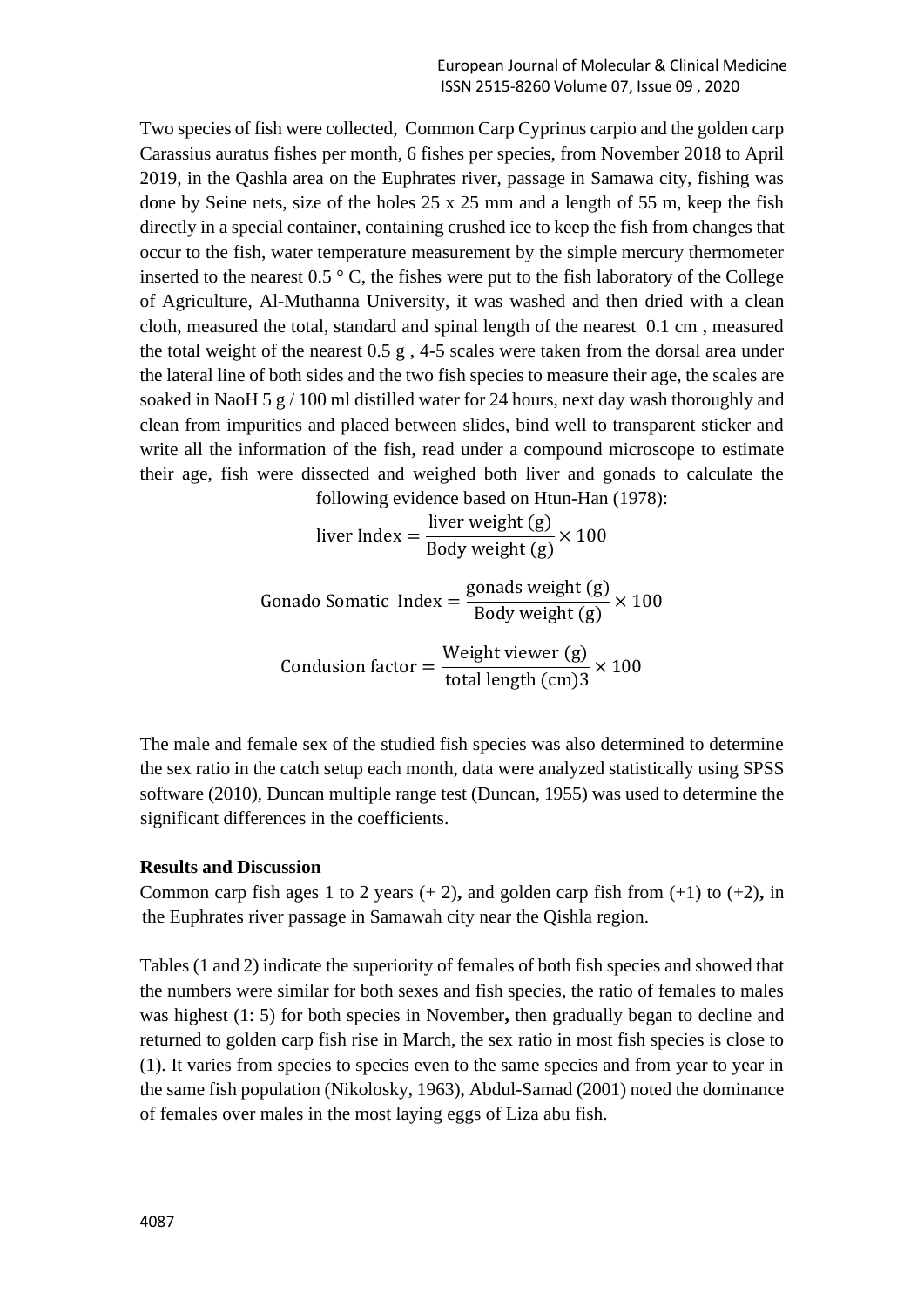Two species of fish were collected, Common Carp Cyprinus carpio and the golden carp Carassius auratus fishes per month, 6 fishes per species, from November 2018 to April 2019, in the Qashla area on the Euphrates river, passage in Samawa city, fishing was done by Seine nets, size of the holes 25 x 25 mm and a length of 55 m, keep the fish directly in a special container, containing crushed ice to keep the fish from changes that occur to the fish, water temperature measurement by the simple mercury thermometer inserted to the nearest 0.5 ° C, the fishes were put to the fish laboratory of the College of Agriculture, Al-Muthanna University, it was washed and then dried with a clean cloth, measured the total, standard and spinal length of the nearest 0.1 cm , measured the total weight of the nearest 0.5 g , 4-5 scales were taken from the dorsal area under the lateral line of both sides and the two fish species to measure their age, the scales are soaked in NaoH 5 g / 100 ml distilled water for 24 hours, next day wash thoroughly and clean from impurities and placed between slides, bind well to transparent sticker and write all the information of the fish, read under a compound microscope to estimate their age, fish were dissected and weighed both liver and gonads to calculate the following evidence based on Htun-Han (1978):

$$\text{liver Index} = \frac{\text{liver weight (g)}}{\text{Body weight (g)}} \times 100$$

$$\text{Gonado Somatic Index} = \frac{\text{gonads weight (g)}}{\text{Body weight (g)}} \times 100$$

$$\text{Condusion factor} = \frac{\text{Weight viewer (g)}}{\text{total length (cm)3}} \times 100$$

The male and female sex of the studied fish species was also determined to determine the sex ratio in the catch setup each month, data were analyzed statistically using SPSS software (2010), Duncan multiple range test (Duncan, 1955) was used to determine the significant differences in the coefficients.

**Results and Discussion**

Common carp fish ages 1 to 2 years (+ 2)**,** and golden carp fish from (+1) to (+2)**,** in the Euphrates river passage in Samawah city near the Qishla region.

Tables (1 and 2) indicate the superiority of females of both fish species and showed that the numbers were similar for both sexes and fish species, the ratio of females to males was highest (1: 5) for both species in November**,** then gradually began to decline and returned to golden carp fish rise in March, the sex ratio in most fish species is close to (1). It varies from species to species even to the same species and from year to year in the same fish population (Nikolosky, 1963), Abdul-Samad (2001) noted the dominance of females over males in the most laying eggs of Liza abu fish.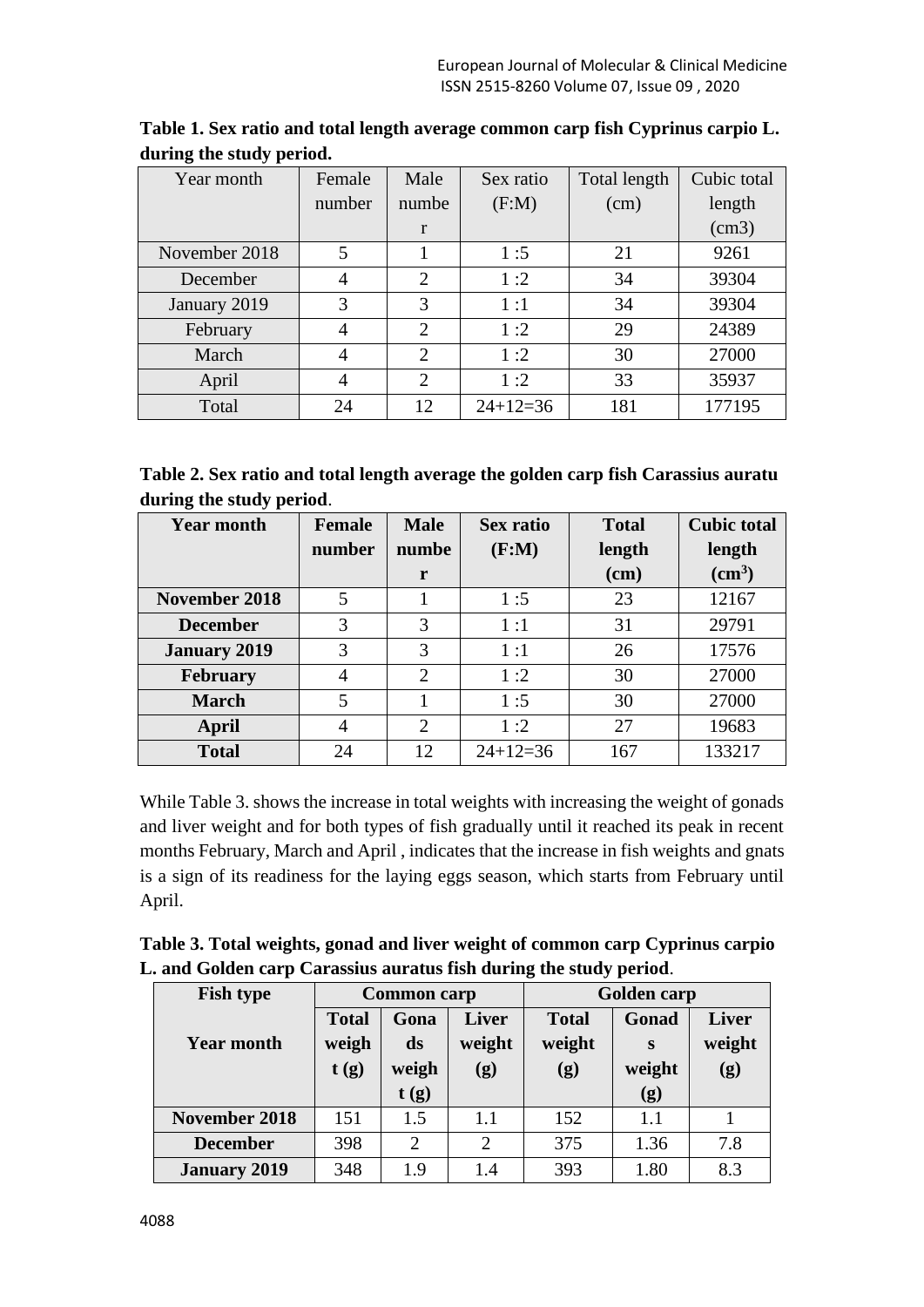**Table 1. Sex ratio and total length average common carp fish Cyprinus carpio L. during the study period.**

| Year month | Female number | Male number | Sex ratio (F:M) | Total length (cm) | Cubic total length (cm3) |
|---|---|---|---|---|---|
| November 2018 | 5 | 1 | 1 :5 | 21 | 9261 |
| December | 4 | 2 | 1 :2 | 34 | 39304 |
| January 2019 | 3 | 3 | 1 :1 | 34 | 39304 |
| February | 4 | 2 | 1 :2 | 29 | 24389 |
| March | 4 | 2 | 1 :2 | 30 | 27000 |
| April | 4 | 2 | 1 :2 | 33 | 35937 |
| Total | 24 | 12 | 24+12=36 | 181 | 177195 |

**Table 2. Sex ratio and total length average the golden carp fish Carassius auratu during the study period**.

| **Year month** | **Female number** | **Male number** | **Sex ratio (F:M)** | **Total length (cm)** | **Cubic total length ($cm^3$)** |
|---|---|---|---|---|---|
| **November 2018** | 5 | 1 | 1 :5 | 23 | 12167 |
| **December** | 3 | 3 | 1 :1 | 31 | 29791 |
| **January 2019** | 3 | 3 | 1 :1 | 26 | 17576 |
| **February** | 4 | 2 | 1 :2 | 30 | 27000 |
| **March** | 5 | 1 | 1 :5 | 30 | 27000 |
| **April** | 4 | 2 | 1 :2 | 27 | 19683 |
| **Total** | 24 | 12 | 24+12=36 | 167 | 133217 |

While Table 3. shows the increase in total weights with increasing the weight of gonads and liver weight and for both types of fish gradually until it reached its peak in recent months February, March and April , indicates that the increase in fish weights and gnats is a sign of its readiness for the laying eggs season, which starts from February until April.

**Table 3. Total weights, gonad and liver weight of common carp Cyprinus carpio L. and Golden carp Carassius auratus fish during the study period**.

| **Fish type** | **Common carp** | | | **Golden carp** | | |
|---|---|---|---|---|---|---|
| **Year month** | **Total weight (g)** | **Gonads weight (g)** | **Liver weight (g)** | **Total weight (g)** | **Gonads weight (g)** | **Liver weight (g)** |
| **November 2018** | 151 | 1.5 | 1.1 | 152 | 1.1 | 1 |
| **December** | 398 | 2 | 2 | 375 | 1.36 | 7.8 |
| **January 2019** | 348 | 1.9 | 1.4 | 393 | 1.80 | 8.3 |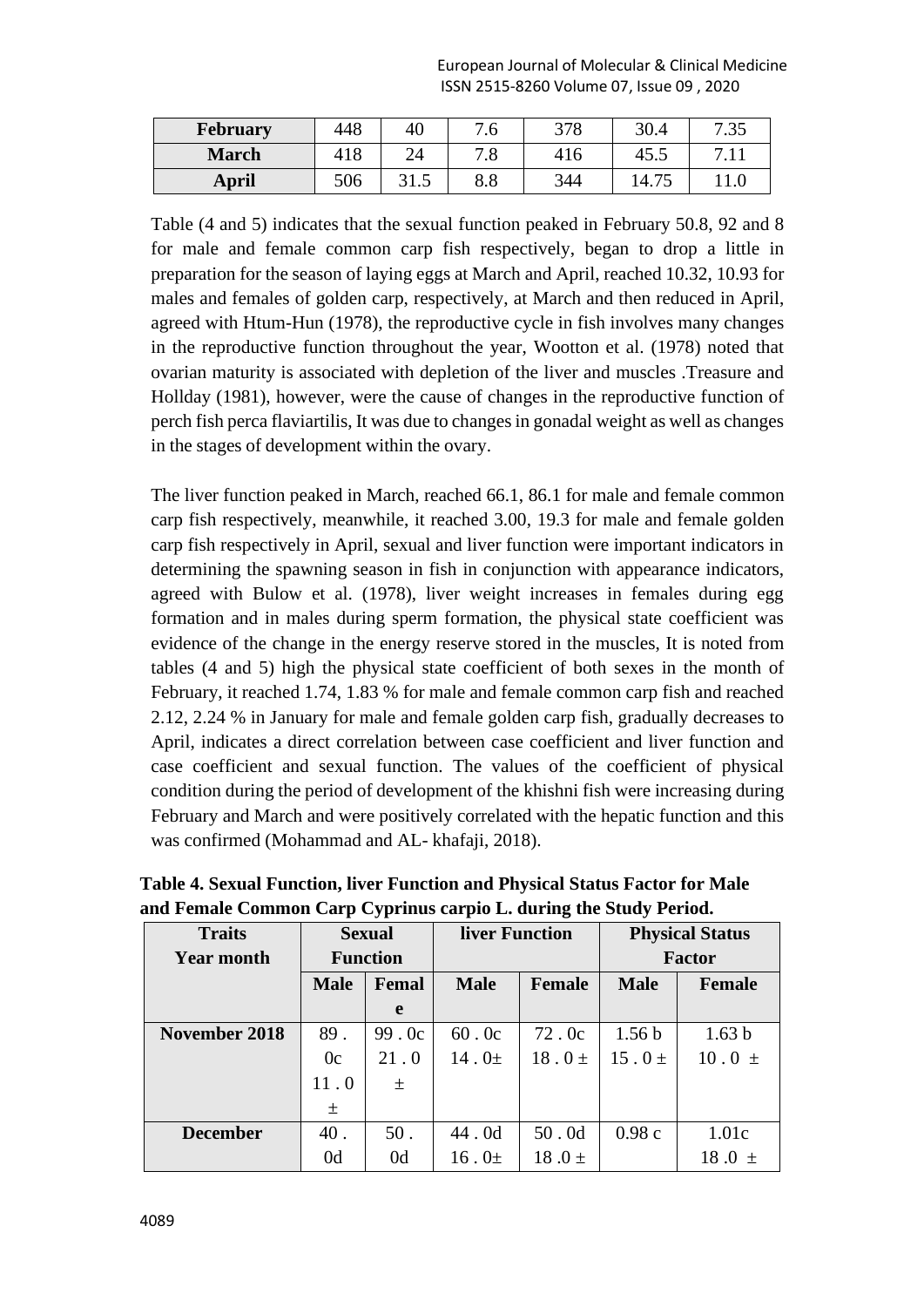| February | 448 | 40 | 7.6 | 378 | 30.4 | 7.35 |
|---|---|---|---|---|---|---|
| March | 418 | 24 | 7.8 | 416 | 45.5 | 7.11 |
| April | 506 | 31.5 | 8.8 | 344 | 14.75 | 11.0 |

Table (4 and 5) indicates that the sexual function peaked in February 50.8, 92 and 8 for male and female common carp fish respectively, began to drop a little in preparation for the season of laying eggs at March and April, reached 10.32, 10.93 for males and females of golden carp, respectively, at March and then reduced in April, agreed with Htum-Hun (1978), the reproductive cycle in fish involves many changes in the reproductive function throughout the year, Wootton et al. (1978) noted that ovarian maturity is associated with depletion of the liver and muscles .Treasure and Hollday (1981), however, were the cause of changes in the reproductive function of perch fish perca flaviartilis, It was due to changes in gonadal weight as well as changes in the stages of development within the ovary.

The liver function peaked in March, reached 66.1, 86.1 for male and female common carp fish respectively, meanwhile, it reached 3.00, 19.3 for male and female golden carp fish respectively in April, sexual and liver function were important indicators in determining the spawning season in fish in conjunction with appearance indicators, agreed with Bulow et al. (1978), liver weight increases in females during egg formation and in males during sperm formation, the physical state coefficient was evidence of the change in the energy reserve stored in the muscles, It is noted from tables (4 and 5) high the physical state coefficient of both sexes in the month of February, it reached 1.74, 1.83 % for male and female common carp fish and reached 2.12, 2.24 % in January for male and female golden carp fish, gradually decreases to April, indicates a direct correlation between case coefficient and liver function and case coefficient and sexual function. The values of the coefficient of physical condition during the period of development of the khishni fish were increasing during February and March and were positively correlated with the hepatic function and this was confirmed (Mohammad and AL- khafaji, 2018).

**Table 4. Sexual Function, liver Function and Physical Status Factor for Male and Female Common Carp Cyprinus carpio L. during the Study Period.**

| Traits Year month | Sexual Function | | liver Function | | Physical Status Factor | |
|---|---|---|---|---|---|---|
| | Male | Female | Male | Female | Male | Female |
| November 2018 | 89 . 0c 11 . 0 ± | 99 . 0c 21 . 0 ± | 60 . 0c 14 . 0± | 72 . 0c 18 . 0 ± | 1.56 b 15 . 0 ± | 1.63 b 10 . 0 ± |
| December | 40 . 0d | 50 . 0d | 44 . 0d 16 . 0± | 50 . 0d 18 .0 ± | 0.98 c | 1.01c 18 .0 ± |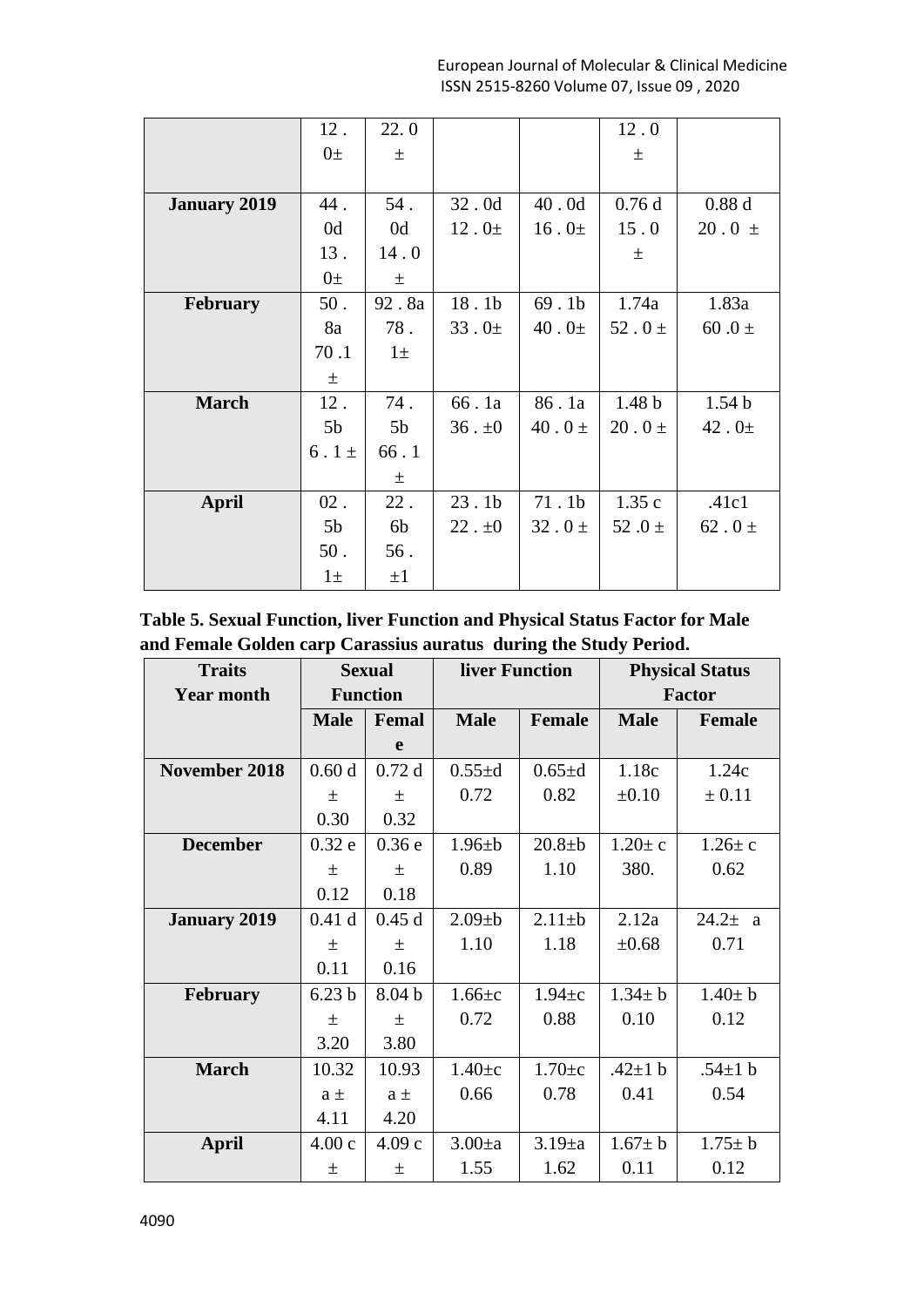|  | 12 . 0± | 22. 0 ± |  |  | 12 . 0 ± |  |
|---|---|---|---|---|---|---|
| **January 2019** | 44 . 0d 13 . 0± | 54 . 0d 14 . 0 ± | 32 . 0d 12 . 0± | 40 . 0d 16 . 0± | 0.76 d 15 . 0 ± | 0.88 d 20 . 0 ± |
| **February** | 50 . 8a 70 .1 ± | 92 . 8a 78 . 1± | 18 . 1b 33 . 0± | 69 . 1b 40 . 0± | 1.74a 52 . 0 ± | 1.83a 60 .0 ± |
| **March** | 12 . 5b 6 . 1 ± | 74 . 5b 66 . 1 ± | 66 . 1a 36 . ±0 | 86 . 1a 40 . 0 ± | 1.48 b 20 . 0 ± | 1.54 b 42 . 0± |
| **April** | 02 . 5b 50 . 1± | 22 . 6b 56 . ±1 | 23 . 1b 22 . ±0 | 71 . 1b 32 . 0 ± | 1.35 c 52 .0 ± | .41c1 62 . 0 ± |

**Table 5. Sexual Function, liver Function and Physical Status Factor for Male and Female Golden carp Carassius auratus during the Study Period.**

| Traits Year month | Sexual Function | | liver Function | | Physical Status Factor | |
|---|---|---|---|---|---|---|
|  | **Male** | **Female** | **Male** | **Female** | **Male** | **Female** |
| **November 2018** | 0.60 d ± 0.30 | 0.72 d ± 0.32 | 0.55±d 0.72 | 0.65±d 0.82 | 1.18c ±0.10 | 1.24c ± 0.11 |
| **December** | 0.32 e ± 0.12 | 0.36 e ± 0.18 | 1.96±b 0.89 | 20.8±b 1.10 | 1.20± c 380. | 1.26± c 0.62 |
| **January 2019** | 0.41 d ± 0.11 | 0.45 d ± 0.16 | 2.09±b 1.10 | 2.11±b 1.18 | 2.12a ±0.68 | 24.2± a 0.71 |
| **February** | 6.23 b ± 3.20 | 8.04 b ± 3.80 | 1.66±c 0.72 | 1.94±c 0.88 | 1.34± b 0.10 | 1.40± b 0.12 |
| **March** | 10.32 a ± 4.11 | 10.93 a ± 4.20 | 1.40±c 0.66 | 1.70±c 0.78 | .42±1 b 0.41 | .54±1 b 0.54 |
| **April** | 4.00 c ± | 4.09 c ± | 3.00±a 1.55 | 3.19±a 1.62 | 1.67± b 0.11 | 1.75± b 0.12 |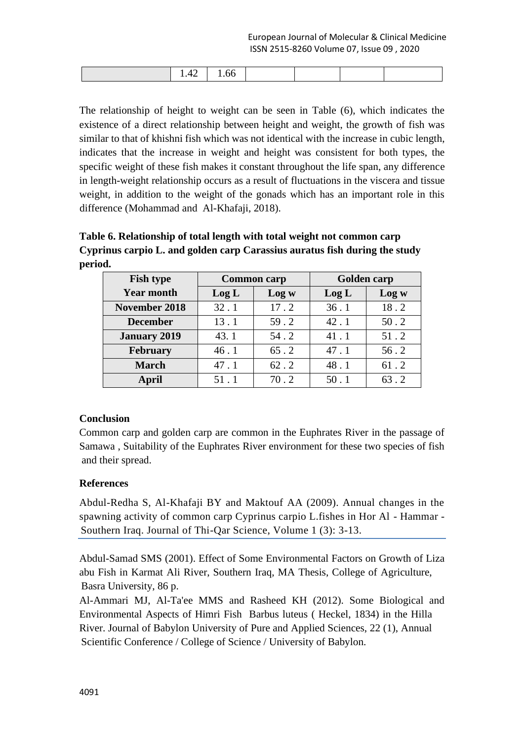|  | 1.42 | 1.66 |  |  |  |  |
|---|---|---|---|---|---|---|

The relationship of height to weight can be seen in Table (6), which indicates the existence of a direct relationship between height and weight, the growth of fish was similar to that of khishni fish which was not identical with the increase in cubic length, indicates that the increase in weight and height was consistent for both types, the specific weight of these fish makes it constant throughout the life span, any difference in length-weight relationship occurs as a result of fluctuations in the viscera and tissue weight, in addition to the weight of the gonads which has an important role in this difference (Mohammad and Al-Khafaji, 2018).

**Table 6. Relationship of total length with total weight not common carp Cyprinus carpio L. and golden carp Carassius auratus fish during the study period.**

| Fish type | Common carp | | Golden carp | |
|---|---|---|---|---|
| **Year month** | **Log L** | **Log w** | **Log L** | **Log w** |
| **November 2018** | 32 . 1 | 17 . 2 | 36 . 1 | 18 . 2 |
| **December** | 13 . 1 | 59 . 2 | 42 . 1 | 50 . 2 |
| **January 2019** | 43. 1 | 54 . 2 | 41 . 1 | 51 . 2 |
| **February** | 46 . 1 | 65 . 2 | 47 . 1 | 56 . 2 |
| **March** | 47 . 1 | 62 . 2 | 48 . 1 | 61 . 2 |
| **April** | 51 . 1 | 70 . 2 | 50 . 1 | 63 . 2 |

## Conclusion

Common carp and golden carp are common in the Euphrates River in the passage of Samawa , Suitability of the Euphrates River environment for these two species of fish and their spread.

## References

Abdul-Redha S, Al-Khafaji BY and Maktouf AA (2009). Annual changes in the spawning activity of common carp Cyprinus carpio L.fishes in Hor Al - Hammar - Southern Iraq. Journal of Thi-Qar Science, Volume 1 (3): 3-13.

Abdul-Samad SMS (2001). Effect of Some Environmental Factors on Growth of Liza abu Fish in Karmat Ali River, Southern Iraq, MA Thesis, College of Agriculture, Basra University, 86 p.

Al-Ammari MJ, Al-Ta'ee MMS and Rasheed KH (2012). Some Biological and Environmental Aspects of Himri Fish Barbus luteus ( Heckel, 1834) in the Hilla River. Journal of Babylon University of Pure and Applied Sciences, 22 (1), Annual Scientific Conference / College of Science / University of Babylon.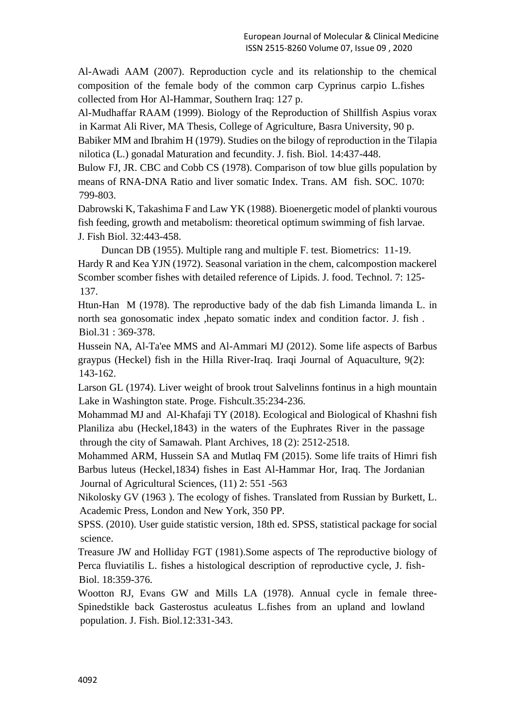Al-Awadi AAM (2007). Reproduction cycle and its relationship to the chemical composition of the female body of the common carp Cyprinus carpio L.fishes collected from Hor Al-Hammar, Southern Iraq: 127 p.

Al-Mudhaffar RAAM (1999). Biology of the Reproduction of Shillfish Aspius vorax in Karmat Ali River, MA Thesis, College of Agriculture, Basra University, 90 p.

Babiker MM and Ibrahim H (1979). Studies on the bilogy of reproduction in the Tilapia nilotica (L.) gonadal Maturation and fecundity. J. fish. Biol. 14:437-448.

Bulow FJ, JR. CBC and Cobb CS (1978). Comparison of tow blue gills population by means of RNA-DNA Ratio and liver somatic Index. Trans. AM fish. SOC. 1070: 799-803.

Dabrowski K, Takashima F and Law YK (1988). Bioenergetic model of plankti vourous fish feeding, growth and metabolism: theoretical optimum swimming of fish larvae. J. Fish Biol. 32:443-458.

Duncan DB (1955). Multiple rang and multiple F. test. Biometrics: 11-19.

Hardy R and Kea YJN (1972). Seasonal variation in the chem, calcompostion mackerel Scomber scomber fishes with detailed reference of Lipids. J. food. Technol. 7: 125-137.

Htun-Han M (1978). The reproductive body of the dab fish Limanda limanda L. in north sea gonosomatic index ,hepato somatic index and condition factor. J. fish . Biol.31 : 369-378.

Hussein NA, Al-Ta'ee MMS and Al-Ammari MJ (2012). Some life aspects of Barbus graypus (Heckel) fish in the Hilla River-Iraq. Iraqi Journal of Aquaculture, 9(2): 143-162.

Larson GL (1974). Liver weight of brook trout Salvelinns fontinus in a high mountain Lake in Washington state. Proge. Fishcult.35:234-236.

Mohammad MJ and Al-Khafaji TY (2018). Ecological and Biological of Khashni fish Planiliza abu (Heckel,1843) in the waters of the Euphrates River in the passage through the city of Samawah. Plant Archives, 18 (2): 2512-2518.

Mohammed ARM, Hussein SA and Mutlaq FM (2015). Some life traits of Himri fish Barbus luteus (Heckel,1834) fishes in East Al-Hammar Hor, Iraq. The Jordanian Journal of Agricultural Sciences, (11) 2: 551 -563

Nikolosky GV (1963 ). The ecology of fishes. Translated from Russian by Burkett, L. Academic Press, London and New York, 350 PP.

SPSS. (2010). User guide statistic version, 18th ed. SPSS, statistical package for social science.

Treasure JW and Holliday FGT (1981).Some aspects of The reproductive biology of Perca fluviatilis L. fishes a histological description of reproductive cycle, J. fish-Biol. 18:359-376.

Wootton RJ, Evans GW and Mills LA (1978). Annual cycle in female three-Spinedstikle back Gasterostus aculeatus L.fishes from an upland and lowland population. J. Fish. Biol.12:331-343.